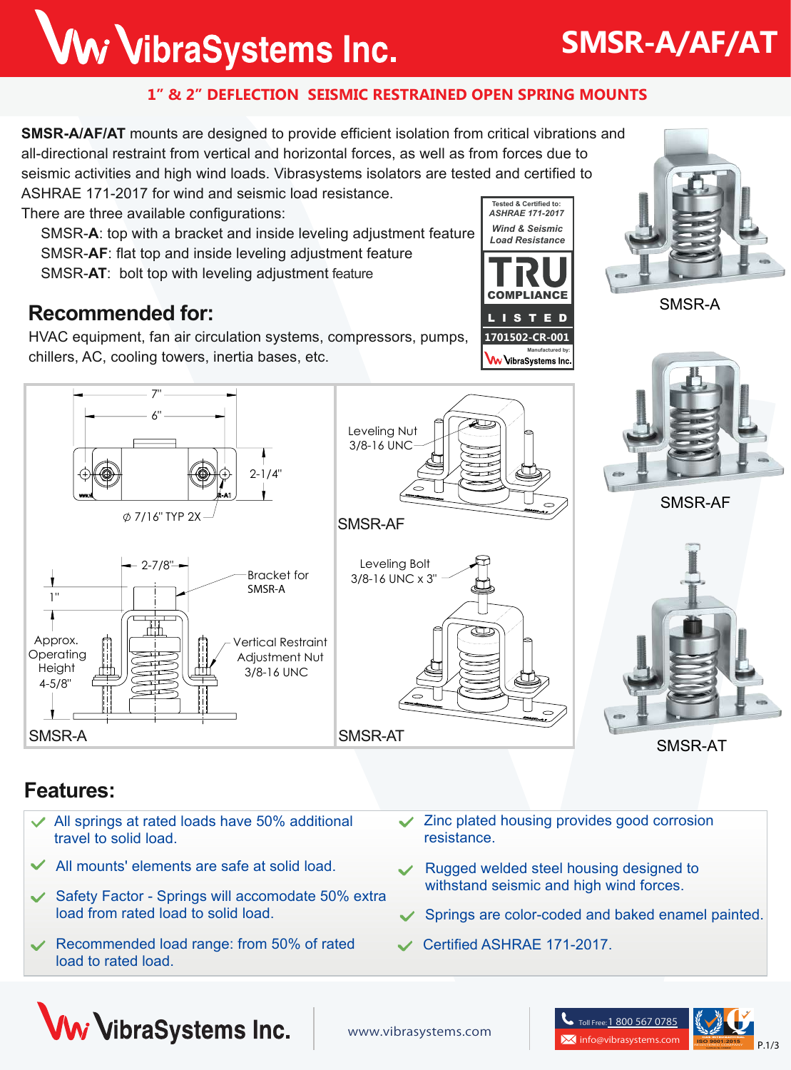# VibraSystems Inc.

# SMSR-A/AF/AT

## 1" & 2" DEFLECTION SEISMIC RESTRAINED OPEN SPRING MOUNTS

**SMSR-A/AF/AT** mounts are designed to provide efficient isolation from critical vibrations and all-directional restraint from vertical and horizontal forces, as well as from forces due to seismic activities and high wind loads. Vibrasystems isolators are tested and certified to ASHRAE 171-2017 for wind and seismic load resistance.

There are three available configurations:

- SMSR-**A**: top with a bracket and inside leveling adjustment feature
- SMSR-**AF**: flat top and inside leveling adjustment feature
- SMSR-**AT**: bolt top with leveling adjustment feature

Tested & Certified to: *ASHRAE 171-2017* *Wind & Seismic Load Resistance*

TRU COMPLIANCE LISTED 1701502-CR-001 Manufactured by: VibraSystems Inc.

## Recommended for:

HVAC equipment, fan air circulation systems, compressors, pumps, chillers, AC, cooling towers, inertia bases, etc.

SMSR-A

SMSR-AF

SMSR-AT

7"
6"
2-1/4"
⌀ 7/16" TYP 2X
2-7/8"
1"
Bracket for SMSR-A
Approx. Operating Height 4-5/8"
Vertical Restraint Adjustment Nut 3/8-16 UNC
SMSR-A

Leveling Nut 3/8-16 UNC
SMSR-AF

Leveling Bolt 3/8-16 UNC x 3"
SMSR-AT

## Features:

- All springs at rated loads have 50% additional travel to solid load.
- All mounts' elements are safe at solid load.
- Safety Factor - Springs will accomodate 50% extra load from rated load to solid load.
- Recommended load range: from 50% of rated load to rated load.
- Zinc plated housing provides good corrosion resistance.
- Rugged welded steel housing designed to withstand seismic and high wind forces.
- Springs are color-coded and baked enamel painted.
- Certified ASHRAE 171-2017.

VibraSystems Inc. www.vibrasystems.com Toll Free: 1 800 567 0785 info@vibrasystems.com ISO 9001:2015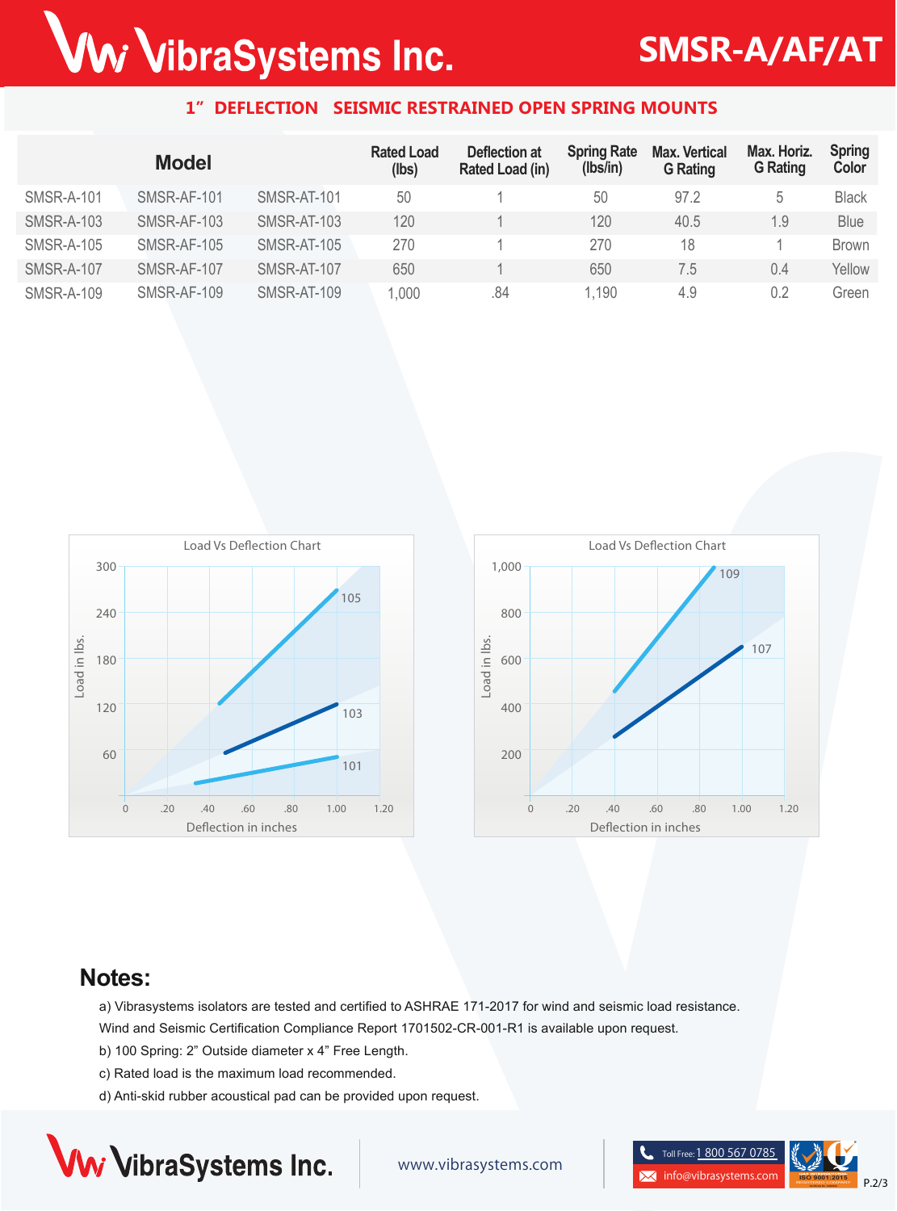# SMSR-A/AF/AT

## 1” DEFLECTION SEISMIC RESTRAINED OPEN SPRING MOUNTS

| Model | | | Rated Load (lbs) | Deflection at Rated Load (in) | Spring Rate (lbs/in) | Max. Vertical G Rating | Max. Horiz. G Rating | Spring Color |
|---|---|---|---|---|---|---|---|---|
| SMSR-A-101 | SMSR-AF-101 | SMSR-AT-101 | 50 | 1 | 50 | 97.2 | 5 | Black |
| SMSR-A-103 | SMSR-AF-103 | SMSR-AT-103 | 120 | 1 | 120 | 40.5 | 1.9 | Blue |
| SMSR-A-105 | SMSR-AF-105 | SMSR-AT-105 | 270 | 1 | 270 | 18 | 1 | Brown |
| SMSR-A-107 | SMSR-AF-107 | SMSR-AT-107 | 650 | 1 | 650 | 7.5 | 0.4 | Yellow |
| SMSR-A-109 | SMSR-AF-109 | SMSR-AT-109 | 1,000 | .84 | 1,190 | 4.9 | 0.2 | Green |

Load Vs Deflection Chart (Load in lbs. vs Deflection in inches: 101, 103, 105)

Load Vs Deflection Chart (Load in lbs. vs Deflection in inches: 107, 109)

## Notes:

a) Vibrasystems isolators are tested and certified to ASHRAE 171-2017 for wind and seismic load resistance. Wind and Seismic Certification Compliance Report 1701502-CR-001-R1 is available upon request.

b) 100 Spring: 2” Outside diameter x 4” Free Length.

c) Rated load is the maximum load recommended.

d) Anti-skid rubber acoustical pad can be provided upon request.

VibraSystems Inc. | www.vibrasystems.com | Toll Free: 1 800 567 0785 | info@vibrasystems.com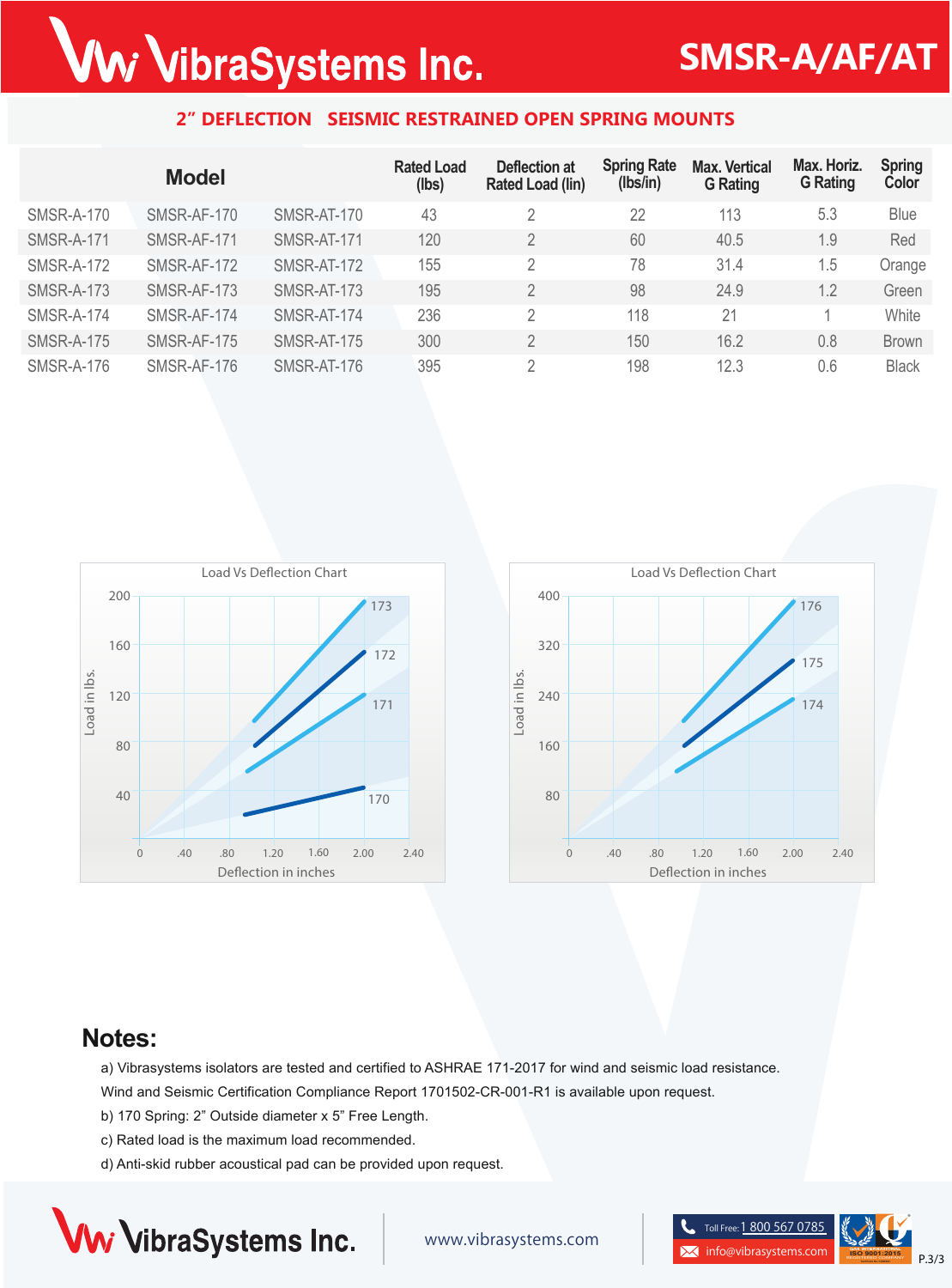# SMSR-A/AF/AT

## 2" DEFLECTION SEISMIC RESTRAINED OPEN SPRING MOUNTS

| Model | | | Rated Load (lbs) | Deflection at Rated Load (lin) | Spring Rate (lbs/in) | Max. Vertical G Rating | Max. Horiz. G Rating | Spring Color |
|---|---|---|---|---|---|---|---|---|
| SMSR-A-170 | SMSR-AF-170 | SMSR-AT-170 | 43 | 2 | 22 | 113 | 5.3 | Blue |
| SMSR-A-171 | SMSR-AF-171 | SMSR-AT-171 | 120 | 2 | 60 | 40.5 | 1.9 | Red |
| SMSR-A-172 | SMSR-AF-172 | SMSR-AT-172 | 155 | 2 | 78 | 31.4 | 1.5 | Orange |
| SMSR-A-173 | SMSR-AF-173 | SMSR-AT-173 | 195 | 2 | 98 | 24.9 | 1.2 | Green |
| SMSR-A-174 | SMSR-AF-174 | SMSR-AT-174 | 236 | 2 | 118 | 21 | 1 | White |
| SMSR-A-175 | SMSR-AF-175 | SMSR-AT-175 | 300 | 2 | 150 | 16.2 | 0.8 | Brown |
| SMSR-A-176 | SMSR-AF-176 | SMSR-AT-176 | 395 | 2 | 198 | 12.3 | 0.6 | Black |

Load Vs Deflection Chart

Load in lbs.: 200, 160, 120, 80, 40

Deflection in inches: 0, .40, .80, 1.20, 1.60, 2.00, 2.40

173, 172, 171, 170

Load Vs Deflection Chart

Load in lbs.: 400, 320, 240, 160, 80

Deflection in inches: 0, .40, .80, 1.20, 1.60, 2.00, 2.40

176, 175, 174

## Notes:

a) Vibrasystems isolators are tested and certified to ASHRAE 171-2017 for wind and seismic load resistance.
Wind and Seismic Certification Compliance Report 1701502-CR-001-R1 is available upon request.

b) 170 Spring: 2" Outside diameter x 5" Free Length.

c) Rated load is the maximum load recommended.

d) Anti-skid rubber acoustical pad can be provided upon request.

VibraSystems Inc. www.vibrasystems.com Toll Free: 1 800 567 0785 info@vibrasystems.com